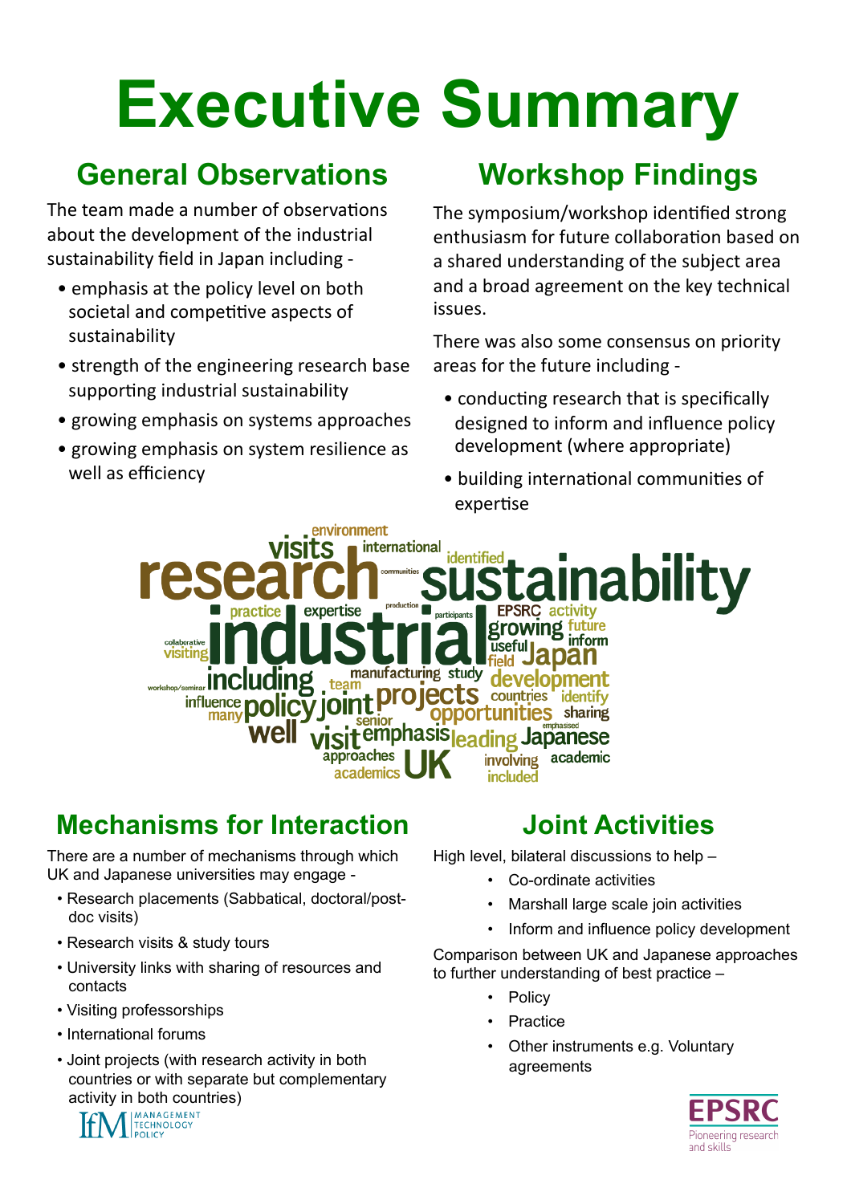# Executive Summary

## General Observations

The team made a number of observations about the development of the industrial sustainability field in Japan including -

- emphasis at the policy level on both societal and competitive aspects of sustainability
- strength of the engineering research base supporting industrial sustainability
- growing emphasis on systems approaches
- growing emphasis on system resilience as well as efficiency

## Workshop Findings

The symposium/workshop identified strong enthusiasm for future collaboration based on a shared understanding of the subject area and a broad agreement on the key technical issues.

There was also some consensus on priority areas for the future including -

- conducting research that is specifically designed to inform and influence policy development (where appropriate)
- building international communities of expertise

## Mechanisms for Interaction

There are a number of mechanisms through which UK and Japanese universities may engage -

- Research placements (Sabbatical, doctoral/post-doc visits)
- Research visits & study tours
- University links with sharing of resources and contacts
- Visiting professorships
- International forums
- Joint projects (with research activity in both countries or with separate but complementary activity in both countries)

## Joint Activities

High level, bilateral discussions to help –

- Co-ordinate activities
- Marshall large scale join activities
- Inform and influence policy development

Comparison between UK and Japanese approaches to further understanding of best practice –

- Policy
- Practice
- Other instruments e.g. Voluntary agreements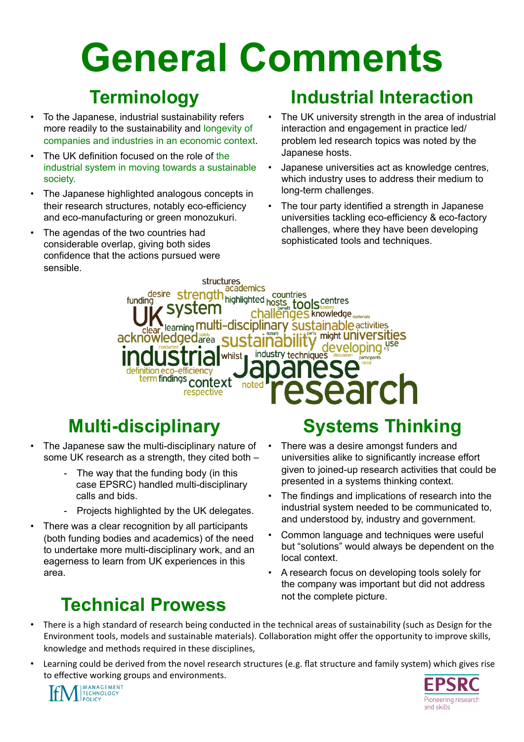# General Comments

## Terminology

- To the Japanese, industrial sustainability refers more readily to the sustainability and longevity of companies and industries in an economic context.
- The UK definition focused on the role of the industrial system in moving towards a sustainable society.
- The Japanese highlighted analogous concepts in their research structures, notably eco-efficiency and eco-manufacturing or green monozukuri.
- The agendas of the two countries had considerable overlap, giving both sides confidence that the actions pursued were sensible.

## Industrial Interaction

- The UK university strength in the area of industrial interaction and engagement in practice led/ problem led research topics was noted by the Japanese hosts.
- Japanese universities act as knowledge centres, which industry uses to address their medium to long-term challenges.
- The tour party identified a strength in Japanese universities tackling eco-efficiency & eco-factory challenges, where they have been developing sophisticated tools and techniques.

## Multi-disciplinary

- The Japanese saw the multi-disciplinary nature of some UK research as a strength, they cited both –
  - The way that the funding body (in this case EPSRC) handled multi-disciplinary calls and bids.
  - Projects highlighted by the UK delegates.
- There was a clear recognition by all participants (both funding bodies and academics) of the need to undertake more multi-disciplinary work, and an eagerness to learn from UK experiences in this area.

## Systems Thinking

- There was a desire amongst funders and universities alike to significantly increase effort given to joined-up research activities that could be presented in a systems thinking context.
- The findings and implications of research into the industrial system needed to be communicated to, and understood by, industry and government.
- Common language and techniques were useful but "solutions" would always be dependent on the local context.
- A research focus on developing tools solely for the company was important but did not address not the complete picture.

## Technical Prowess

- There is a high standard of research being conducted in the technical areas of sustainability (such as Design for the Environment tools, models and sustainable materials). Collaboration might offer the opportunity to improve skills, knowledge and methods required in these disciplines,
- Learning could be derived from the novel research structures (e.g. flat structure and family system) which gives rise to effective working groups and environments.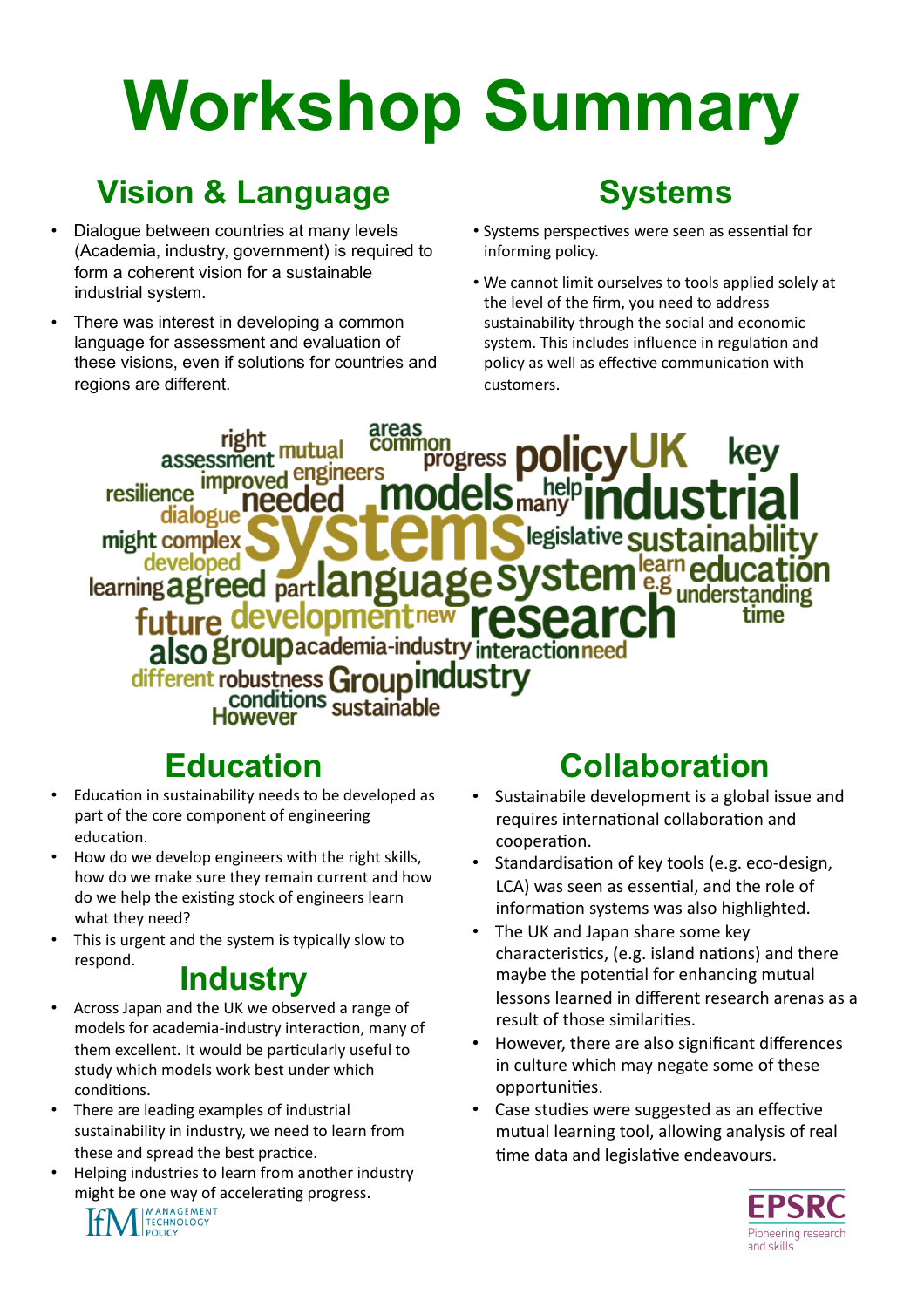# Workshop Summary

## Vision & Language

- Dialogue between countries at many levels (Academia, industry, government) is required to form a coherent vision for a sustainable industrial system.
- There was interest in developing a common language for assessment and evaluation of these visions, even if solutions for countries and regions are different.

## Systems

- Systems perspectives were seen as essential for informing policy.
- We cannot limit ourselves to tools applied solely at the level of the firm, you need to address sustainability through the social and economic system. This includes influence in regulation and policy as well as effective communication with customers.

right assessment mutual areas common progress policy UK key resilience improved engineers dialogue needed models many help industrial might complex systems legislative sustainability developed learning agreed part language system learn e.g education understanding future development new research time also group academia-industry interaction need different robustness Group industry conditions However sustainable

## Education

- Education in sustainability needs to be developed as part of the core component of engineering education.
- How do we develop engineers with the right skills, how do we make sure they remain current and how do we help the existing stock of engineers learn what they need?
- This is urgent and the system is typically slow to respond.

## Industry

- Across Japan and the UK we observed a range of models for academia-industry interaction, many of them excellent. It would be particularly useful to study which models work best under which conditions.
- There are leading examples of industrial sustainability in industry, we need to learn from these and spread the best practice.
- Helping industries to learn from another industry might be one way of accelerating progress.

## Collaboration

- Sustainabile development is a global issue and requires international collaboration and cooperation.
- Standardisation of key tools (e.g. eco-design, LCA) was seen as essential, and the role of information systems was also highlighted.
- The UK and Japan share some key characteristics, (e.g. island nations) and there maybe the potential for enhancing mutual lessons learned in different research arenas as a result of those similarities.
- However, there are also significant differences in culture which may negate some of these opportunities.
- Case studies were suggested as an effective mutual learning tool, allowing analysis of real time data and legislative endeavours.

IfM MANAGEMENT TECHNOLOGY POLICY

EPSRC Pioneering research and skills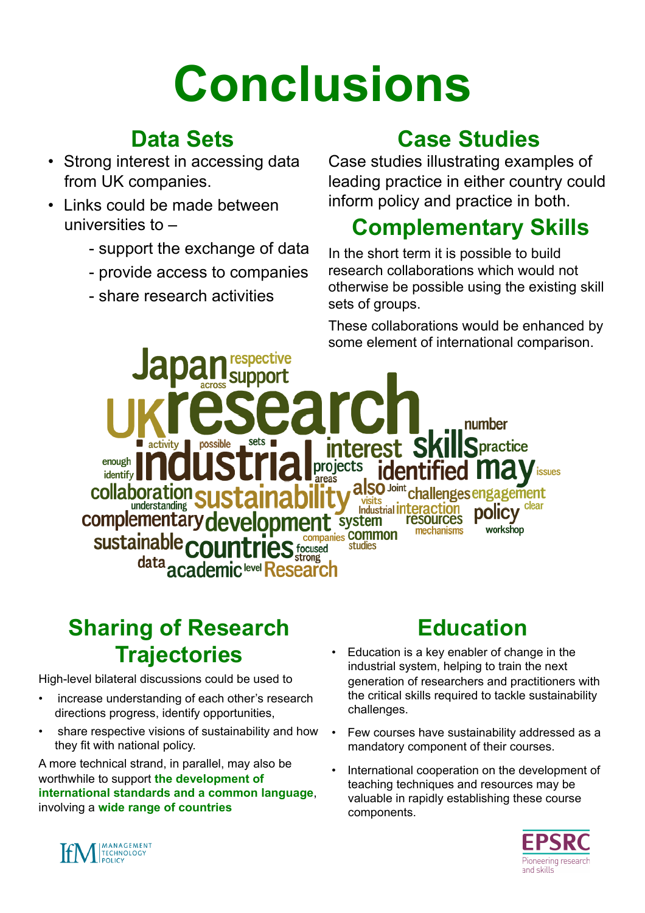# Conclusions

## Data Sets

- Strong interest in accessing data from UK companies.
- Links could be made between universities to –
  - support the exchange of data
  - provide access to companies
  - share research activities

## Case Studies

Case studies illustrating examples of leading practice in either country could inform policy and practice in both.

## Complementary Skills

In the short term it is possible to build research collaborations which would not otherwise be possible using the existing skill sets of groups.

These collaborations would be enhanced by some element of international comparison.

Japan respective support across UK research number activity possible sets interest skills practice enough identify industrial projects areas identified may issues collaboration understanding sustainability also Joint visits challenges engagement Industrial interaction clear complementary development system resources mechanisms policy workshop sustainable countries companies focused strong common studies data academic level Research

## Sharing of Research Trajectories

High-level bilateral discussions could be used to

- increase understanding of each other's research directions progress, identify opportunities,
- share respective visions of sustainability and how they fit with national policy.

A more technical strand, in parallel, may also be worthwhile to support **the development of international standards and a common language**, involving a **wide range of countries**

## Education

- Education is a key enabler of change in the industrial system, helping to train the next generation of researchers and practitioners with the critical skills required to tackle sustainability challenges.
- Few courses have sustainability addressed as a mandatory component of their courses.
- International cooperation on the development of teaching techniques and resources may be valuable in rapidly establishing these course components.

IfM MANAGEMENT TECHNOLOGY POLICY

EPSRC Pioneering research and skills